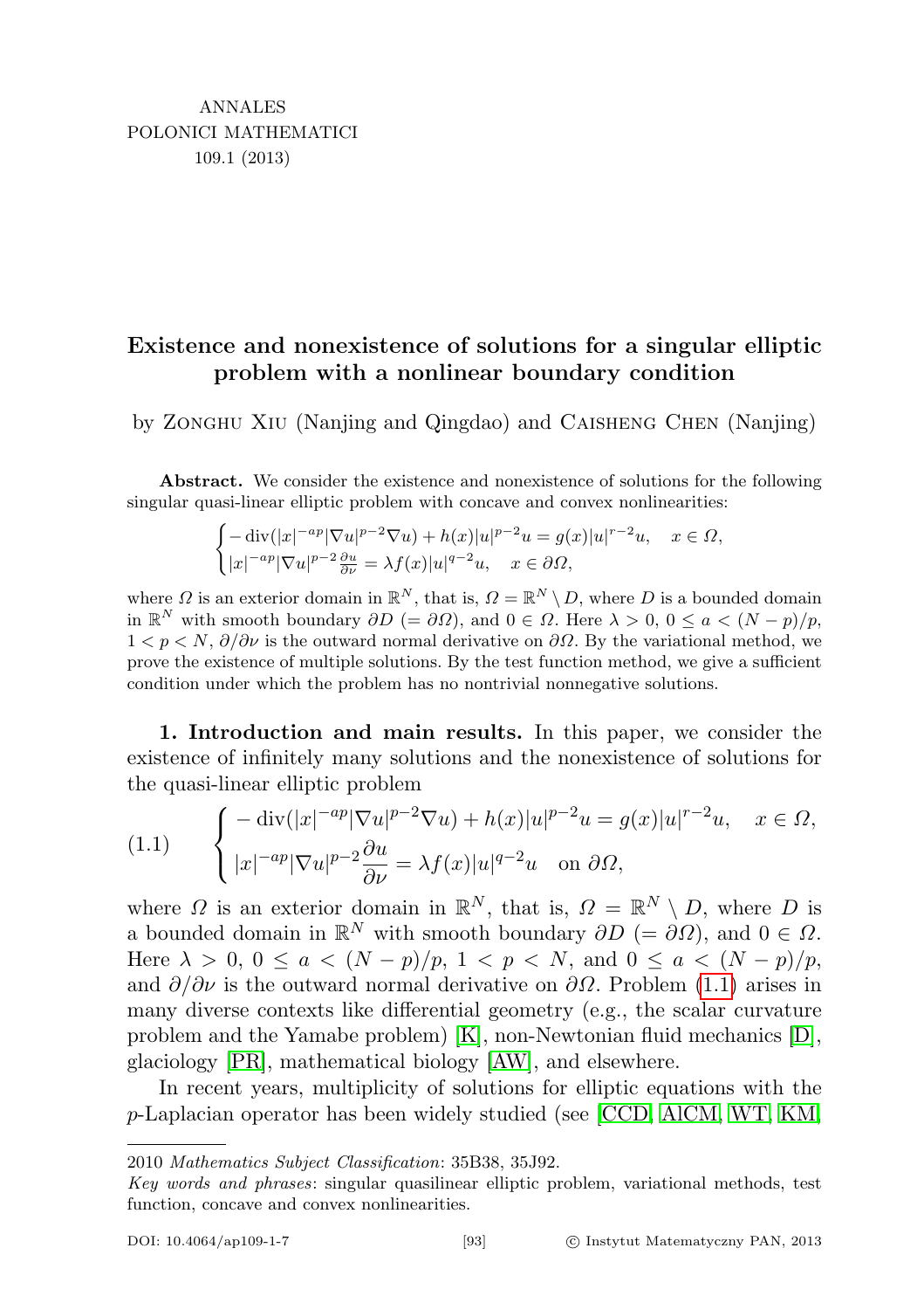ANNALES
POLONICI MATHEMATICI
109.1 (2013)

# Existence and nonexistence of solutions for a singular elliptic problem with a nonlinear boundary condition

by Zonghu Xiu (Nanjing and Qingdao) and Caisheng Chen (Nanjing)

**Abstract.** We consider the existence and nonexistence of solutions for the following singular quasi-linear elliptic problem with concave and convex nonlinearities:

$$\begin{cases} -\operatorname{div}(|x|^{-ap}|\nabla u|^{p-2}\nabla u) + h(x)|u|^{p-2}u = g(x)|u|^{r-2}u, & x \in \Omega, \\ |x|^{-ap}|\nabla u|^{p-2}\frac{\partial u}{\partial \nu} = \lambda f(x)|u|^{q-2}u, & x \in \partial\Omega, \end{cases}$$

where $\Omega$ is an exterior domain in $\mathbb{R}^N$, that is, $\Omega = \mathbb{R}^N \setminus D$, where $D$ is a bounded domain in $\mathbb{R}^N$ with smooth boundary $\partial D$ $(= \partial\Omega)$, and $0 \in \Omega$. Here $\lambda > 0$, $0 \le a < (N-p)/p$, $1 < p < N$, $\partial/\partial\nu$ is the outward normal derivative on $\partial\Omega$. By the variational method, we prove the existence of multiple solutions. By the test function method, we give a sufficient condition under which the problem has no nontrivial nonnegative solutions.

**1. Introduction and main results.** In this paper, we consider the existence of infinitely many solutions and the nonexistence of solutions for the quasi-linear elliptic problem

$$(1.1) \qquad \begin{cases} -\operatorname{div}(|x|^{-ap}|\nabla u|^{p-2}\nabla u) + h(x)|u|^{p-2}u = g(x)|u|^{r-2}u, & x \in \Omega, \\ |x|^{-ap}|\nabla u|^{p-2}\dfrac{\partial u}{\partial \nu} = \lambda f(x)|u|^{q-2}u & \text{on } \partial\Omega, \end{cases}$$

where $\Omega$ is an exterior domain in $\mathbb{R}^N$, that is, $\Omega = \mathbb{R}^N \setminus D$, where $D$ is a bounded domain in $\mathbb{R}^N$ with smooth boundary $\partial D$ $(= \partial\Omega)$, and $0 \in \Omega$. Here $\lambda > 0$, $0 \le a < (N-p)/p$, $1 < p < N$, and $0 \le a < (N-p)/p$, and $\partial/\partial\nu$ is the outward normal derivative on $\partial\Omega$. Problem (1.1) arises in many diverse contexts like differential geometry (e.g., the scalar curvature problem and the Yamabe problem) [K], non-Newtonian fluid mechanics [D], glaciology [PR], mathematical biology [AW], and elsewhere.

In recent years, multiplicity of solutions for elliptic equations with the $p$-Laplacian operator has been widely studied (see [CCD, AlCM, WT, KM,

2010 *Mathematics Subject Classification*: 35B38, 35J92.

*Key words and phrases*: singular quasilinear elliptic problem, variational methods, test function, concave and convex nonlinearities.

DOI: 10.4064/ap109-1-7 © Instytut Matematyczny PAN, 2013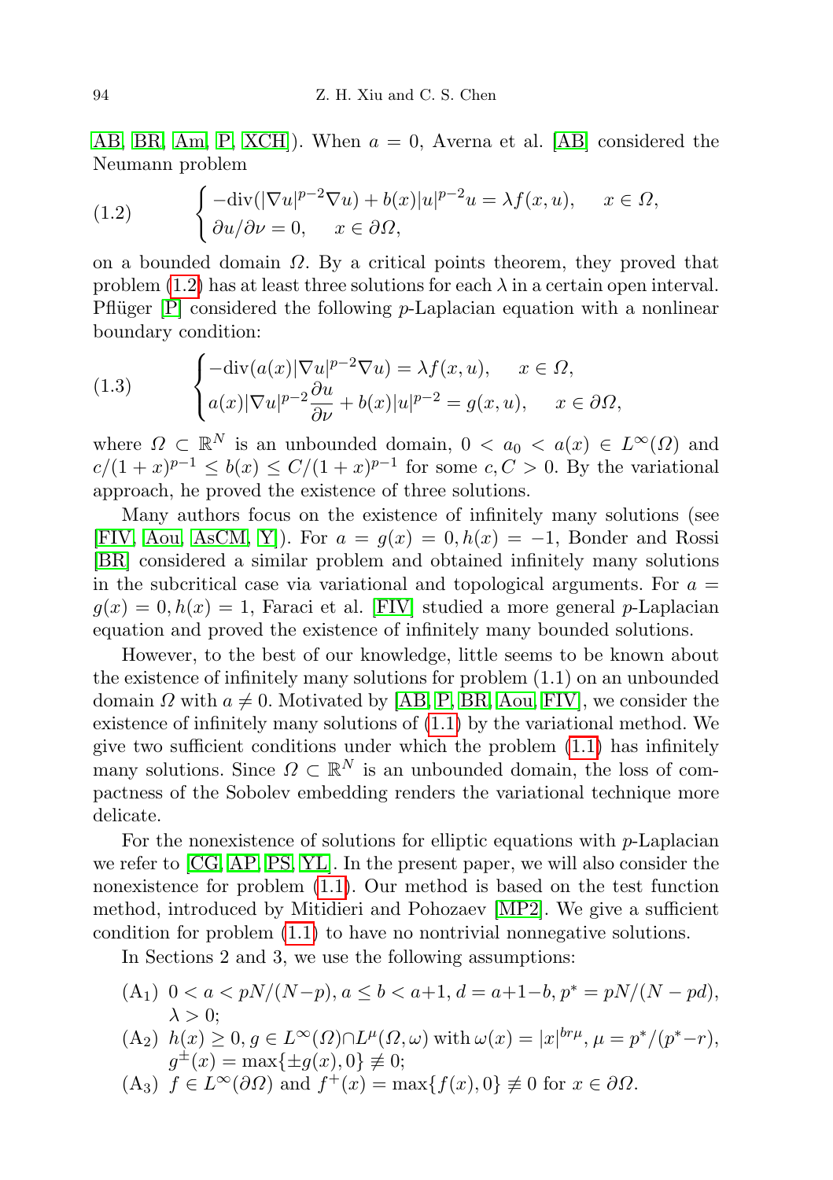[AB, BR, Am, P, XCH]). When $a = 0$, Averna et al. [AB] considered the Neumann problem

$$
\begin{cases} -\mathrm{div}(|\nabla u|^{p-2}\nabla u) + b(x)|u|^{p-2}u = \lambda f(x,u), & x \in \Omega, \\ \partial u/\partial \nu = 0, & x \in \partial\Omega, \end{cases} \tag{1.2}
$$

on a bounded domain $\Omega$. By a critical points theorem, they proved that problem (1.2) has at least three solutions for each $\lambda$ in a certain open interval. Pflüger [P] considered the following $p$-Laplacian equation with a nonlinear boundary condition:

$$
\begin{cases} -\mathrm{div}(a(x)|\nabla u|^{p-2}\nabla u) = \lambda f(x,u), & x \in \Omega, \\ a(x)|\nabla u|^{p-2}\dfrac{\partial u}{\partial \nu} + b(x)|u|^{p-2} = g(x,u), & x \in \partial\Omega, \end{cases} \tag{1.3}
$$

where $\Omega \subset \mathbb{R}^N$ is an unbounded domain, $0 < a_0 < a(x) \in L^\infty(\Omega)$ and $c/(1+x)^{p-1} \le b(x) \le C/(1+x)^{p-1}$ for some $c, C > 0$. By the variational approach, he proved the existence of three solutions.

Many authors focus on the existence of infinitely many solutions (see [FIV, Aou, AsCM, Y]). For $a = g(x) = 0, h(x) = -1$, Bonder and Rossi [BR] considered a similar problem and obtained infinitely many solutions in the subcritical case via variational and topological arguments. For $a = g(x) = 0, h(x) = 1$, Faraci et al. [FIV] studied a more general $p$-Laplacian equation and proved the existence of infinitely many bounded solutions.

However, to the best of our knowledge, little seems to be known about the existence of infinitely many solutions for problem (1.1) on an unbounded domain $\Omega$ with $a \neq 0$. Motivated by [AB, P, BR, Aou, FIV], we consider the existence of infinitely many solutions of (1.1) by the variational method. We give two sufficient conditions under which the problem (1.1) has infinitely many solutions. Since $\Omega \subset \mathbb{R}^N$ is an unbounded domain, the loss of compactness of the Sobolev embedding renders the variational technique more delicate.

For the nonexistence of solutions for elliptic equations with $p$-Laplacian we refer to [CG, AP, PS, YL]. In the present paper, we will also consider the nonexistence for problem (1.1). Our method is based on the test function method, introduced by Mitidieri and Pohozaev [MP2]. We give a sufficient condition for problem (1.1) to have no nontrivial nonnegative solutions.

In Sections 2 and 3, we use the following assumptions:

- (A$_1$) $0 < a < pN/(N-p)$, $a \le b < a+1$, $d = a+1-b$, $p^* = pN/(N-pd)$, $\lambda > 0$;
- (A$_2$) $h(x) \ge 0$, $g \in L^\infty(\Omega) \cap L^\mu(\Omega, \omega)$ with $\omega(x) = |x|^{br\mu}$, $\mu = p^*/(p^*-r)$, $g^\pm(x) = \max\{\pm g(x), 0\} \not\equiv 0$;
- (A$_3$) $f \in L^\infty(\partial\Omega)$ and $f^+(x) = \max\{f(x), 0\} \not\equiv 0$ for $x \in \partial\Omega$.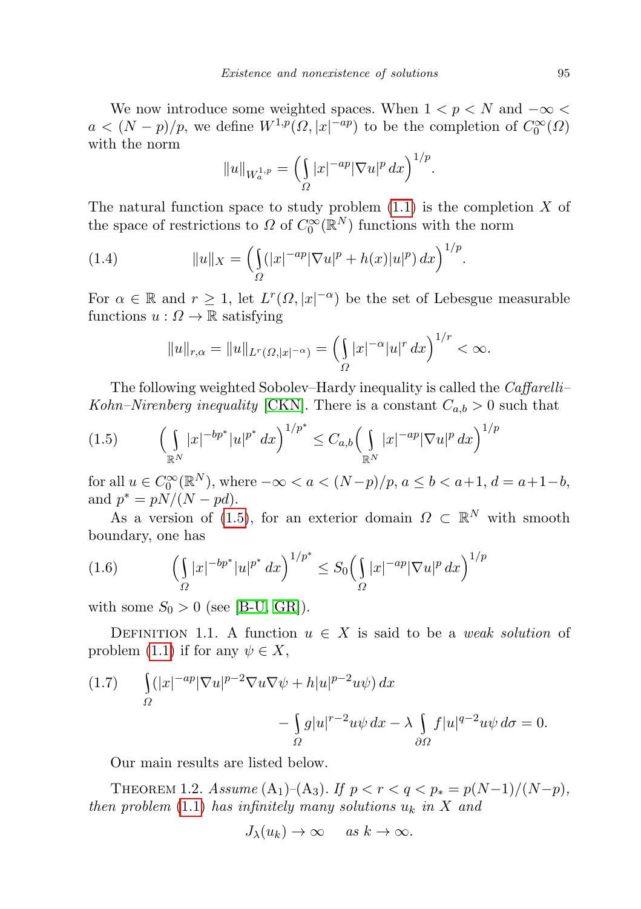We now introduce some weighted spaces. When $1 < p < N$ and $-\infty < a < (N-p)/p$, we define $W^{1,p}(\Omega, |x|^{-ap})$ to be the completion of $C_0^\infty(\Omega)$ with the norm

$$\|u\|_{W_a^{1,p}} = \Big(\int_\Omega |x|^{-ap}|\nabla u|^p\,dx\Big)^{1/p}.$$

The natural function space to study problem (1.1) is the completion $X$ of the space of restrictions to $\Omega$ of $C_0^\infty(\mathbb{R}^N)$ functions with the norm

$$\|u\|_X = \Big(\int_\Omega (|x|^{-ap}|\nabla u|^p + h(x)|u|^p)\,dx\Big)^{1/p}. \tag{1.4}$$

For $\alpha \in \mathbb{R}$ and $r \geq 1$, let $L^r(\Omega, |x|^{-\alpha})$ be the set of Lebesgue measurable functions $u : \Omega \to \mathbb{R}$ satisfying

$$\|u\|_{r,\alpha} = \|u\|_{L^r(\Omega,|x|^{-\alpha})} = \Big(\int_\Omega |x|^{-\alpha}|u|^r\,dx\Big)^{1/r} < \infty.$$

The following weighted Sobolev–Hardy inequality is called the *Caffarelli–Kohn–Nirenberg inequality* [CKN]. There is a constant $C_{a,b} > 0$ such that

$$\Big(\int_{\mathbb{R}^N} |x|^{-bp^*}|u|^{p^*}\,dx\Big)^{1/p^*} \leq C_{a,b}\Big(\int_{\mathbb{R}^N} |x|^{-ap}|\nabla u|^p\,dx\Big)^{1/p} \tag{1.5}$$

for all $u \in C_0^\infty(\mathbb{R}^N)$, where $-\infty < a < (N-p)/p$, $a \leq b < a+1$, $d = a+1-b$, and $p^* = pN/(N-pd)$.

As a version of (1.5), for an exterior domain $\Omega \subset \mathbb{R}^N$ with smooth boundary, one has

$$\Big(\int_\Omega |x|^{-bp^*}|u|^{p^*}\,dx\Big)^{1/p^*} \leq S_0\Big(\int_\Omega |x|^{-ap}|\nabla u|^p\,dx\Big)^{1/p} \tag{1.6}$$

with some $S_0 > 0$ (see [B-U, GR]).

Definition 1.1. A function $u \in X$ is said to be a *weak solution* of problem (1.1) if for any $\psi \in X$,

$$\int_\Omega (|x|^{-ap}|\nabla u|^{p-2}\nabla u\nabla\psi + h|u|^{p-2}u\psi)\,dx - \int_\Omega g|u|^{r-2}u\psi\,dx - \lambda\int_{\partial\Omega} f|u|^{q-2}u\psi\,d\sigma = 0. \tag{1.7}$$

Our main results are listed below.

Theorem 1.2. *Assume* $(A_1)$–$(A_3)$. *If* $p < r < q < p_* = p(N-1)/(N-p)$, *then problem* (1.1) *has infinitely many solutions* $u_k$ *in* $X$ *and*

$$J_\lambda(u_k) \to \infty \quad \text{as } k \to \infty.$$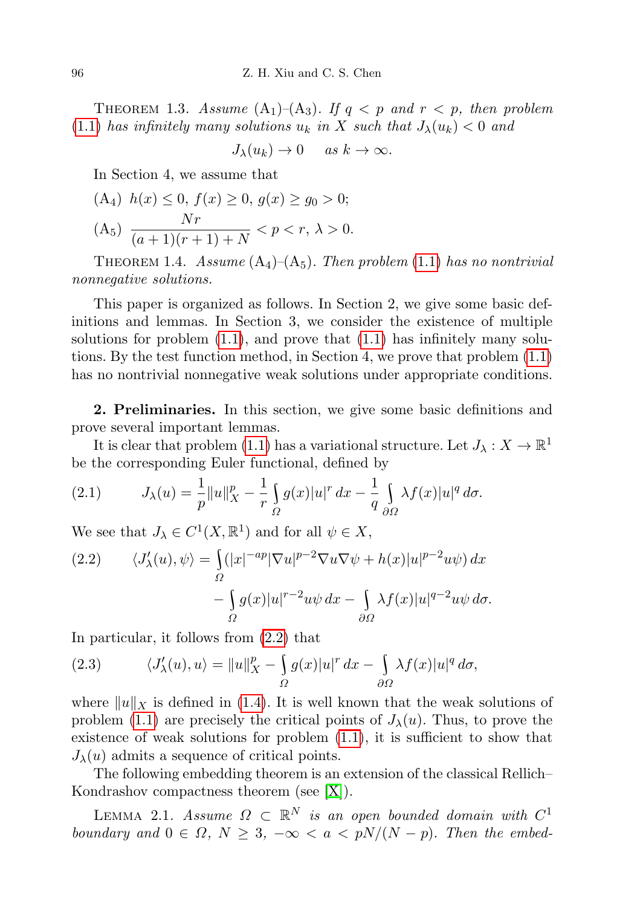THEOREM 1.3. *Assume* ($A_1$)–($A_3$). *If* $q < p$ *and* $r < p$, *then problem* (1.1) *has infinitely many solutions* $u_k$ *in* $X$ *such that* $J_\lambda(u_k) < 0$ *and*

$$J_\lambda(u_k) \to 0 \quad \text{as } k \to \infty.$$

In Section 4, we assume that

($A_4$) $h(x) \le 0$, $f(x) \ge 0$, $g(x) \ge g_0 > 0$;

($A_5$) $\dfrac{Nr}{(a+1)(r+1)+N} < p < r$, $\lambda > 0$.

THEOREM 1.4. *Assume* ($A_4$)–($A_5$). *Then problem* (1.1) *has no nontrivial nonnegative solutions.*

This paper is organized as follows. In Section 2, we give some basic definitions and lemmas. In Section 3, we consider the existence of multiple solutions for problem (1.1), and prove that (1.1) has infinitely many solutions. By the test function method, in Section 4, we prove that problem (1.1) has no nontrivial nonnegative weak solutions under appropriate conditions.

**2. Preliminaries.** In this section, we give some basic definitions and prove several important lemmas.

It is clear that problem (1.1) has a variational structure. Let $J_\lambda : X \to \mathbb{R}^1$ be the corresponding Euler functional, defined by

$$J_\lambda(u) = \frac{1}{p}\|u\|_X^p - \frac{1}{r}\int_\Omega g(x)|u|^r\,dx - \frac{1}{q}\int_{\partial\Omega} \lambda f(x)|u|^q\,d\sigma. \tag{2.1}$$

We see that $J_\lambda \in C^1(X, \mathbb{R}^1)$ and for all $\psi \in X$,

$$\begin{aligned}\langle J_\lambda'(u), \psi\rangle = &\int_\Omega (|x|^{-ap}|\nabla u|^{p-2}\nabla u \nabla\psi + h(x)|u|^{p-2}u\psi)\,dx \\ &- \int_\Omega g(x)|u|^{r-2}u\psi\,dx - \int_{\partial\Omega} \lambda f(x)|u|^{q-2}u\psi\,d\sigma.\end{aligned} \tag{2.2}$$

In particular, it follows from (2.2) that

$$\langle J_\lambda'(u), u\rangle = \|u\|_X^p - \int_\Omega g(x)|u|^r\,dx - \int_{\partial\Omega} \lambda f(x)|u|^q\,d\sigma, \tag{2.3}$$

where $\|u\|_X$ is defined in (1.4). It is well known that the weak solutions of problem (1.1) are precisely the critical points of $J_\lambda(u)$. Thus, to prove the existence of weak solutions for problem (1.1), it is sufficient to show that $J_\lambda(u)$ admits a sequence of critical points.

The following embedding theorem is an extension of the classical Rellich–Kondrashov compactness theorem (see [X]).

LEMMA 2.1. *Assume* $\Omega \subset \mathbb{R}^N$ *is an open bounded domain with* $C^1$ *boundary and* $0 \in \Omega$, $N \ge 3$, $-\infty < a < pN/(N-p)$. *Then the embed-*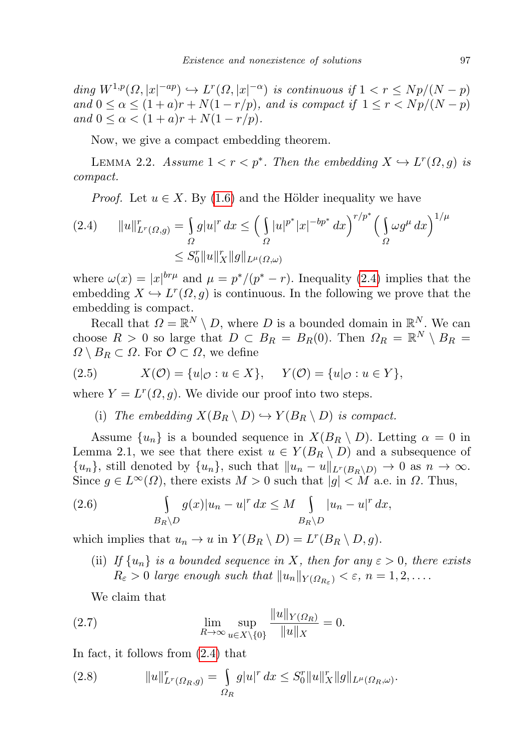*ding $W^{1,p}(\Omega, |x|^{-ap}) \hookrightarrow L^r(\Omega, |x|^{-\alpha})$ is continuous if $1 < r \le Np/(N-p)$ and $0 \le \alpha \le (1+a)r + N(1 - r/p)$, and is compact if $1 \le r < Np/(N-p)$ and $0 \le \alpha < (1+a)r + N(1-r/p)$.*

Now, we give a compact embedding theorem.

LEMMA 2.2. *Assume $1 < r < p^*$. Then the embedding $X \hookrightarrow L^r(\Omega, g)$ is compact.*

*Proof.* Let $u \in X$. By (1.6) and the Hölder inequality we have

$$
\begin{aligned}
(2.4) \qquad \|u\|_{L^r(\Omega,g)}^r = \int_\Omega g|u|^r\,dx &\le \Big(\int_\Omega |u|^{p^*}|x|^{-bp^*}\,dx\Big)^{r/p^*}\Big(\int_\Omega \omega g^\mu\,dx\Big)^{1/\mu} \\
&\le S_0^r \|u\|_X^r \|g\|_{L^\mu(\Omega,\omega)}
\end{aligned}
$$

where $\omega(x) = |x|^{br\mu}$ and $\mu = p^*/(p^*-r)$. Inequality (2.4) implies that the embedding $X \hookrightarrow L^r(\Omega, g)$ is continuous. In the following we prove that the embedding is compact.

Recall that $\Omega = \mathbb{R}^N \setminus D$, where $D$ is a bounded domain in $\mathbb{R}^N$. We can choose $R > 0$ so large that $D \subset B_R = B_R(0)$. Then $\Omega_R = \mathbb{R}^N \setminus B_R = \Omega \setminus B_R \subset \Omega$. For $\mathcal{O} \subset \Omega$, we define

$$
(2.5) \qquad X(\mathcal{O}) = \{u|_{\mathcal{O}} : u \in X\}, \qquad Y(\mathcal{O}) = \{u|_{\mathcal{O}} : u \in Y\},
$$

where $Y = L^r(\Omega, g)$. We divide our proof into two steps.

(i) *The embedding $X(B_R \setminus D) \hookrightarrow Y(B_R \setminus D)$ is compact.*

Assume $\{u_n\}$ is a bounded sequence in $X(B_R \setminus D)$. Letting $\alpha = 0$ in Lemma 2.1, we see that there exist $u \in Y(B_R \setminus D)$ and a subsequence of $\{u_n\}$, still denoted by $\{u_n\}$, such that $\|u_n - u\|_{L^r(B_R\setminus D)} \to 0$ as $n \to \infty$. Since $g \in L^\infty(\Omega)$, there exists $M > 0$ such that $|g| < M$ a.e. in $\Omega$. Thus,

$$
(2.6) \qquad \int_{B_R\setminus D} g(x)|u_n - u|^r\,dx \le M \int_{B_R\setminus D} |u_n - u|^r\,dx,
$$

which implies that $u_n \to u$ in $Y(B_R \setminus D) = L^r(B_R \setminus D, g)$.

(ii) *If $\{u_n\}$ is a bounded sequence in $X$, then for any $\varepsilon > 0$, there exists $R_\varepsilon > 0$ large enough such that $\|u_n\|_{Y(\Omega_{R_\varepsilon})} < \varepsilon$, $n = 1, 2, \ldots$.*

We claim that

$$
(2.7) \qquad \lim_{R\to\infty} \sup_{u \in X\setminus\{0\}} \frac{\|u\|_{Y(\Omega_R)}}{\|u\|_X} = 0.
$$

In fact, it follows from (2.4) that

$$
(2.8) \qquad \|u\|_{L^r(\Omega_R,g)}^r = \int_{\Omega_R} g|u|^r\,dx \le S_0^r \|u\|_X^r \|g\|_{L^\mu(\Omega_R,\omega)}.
$$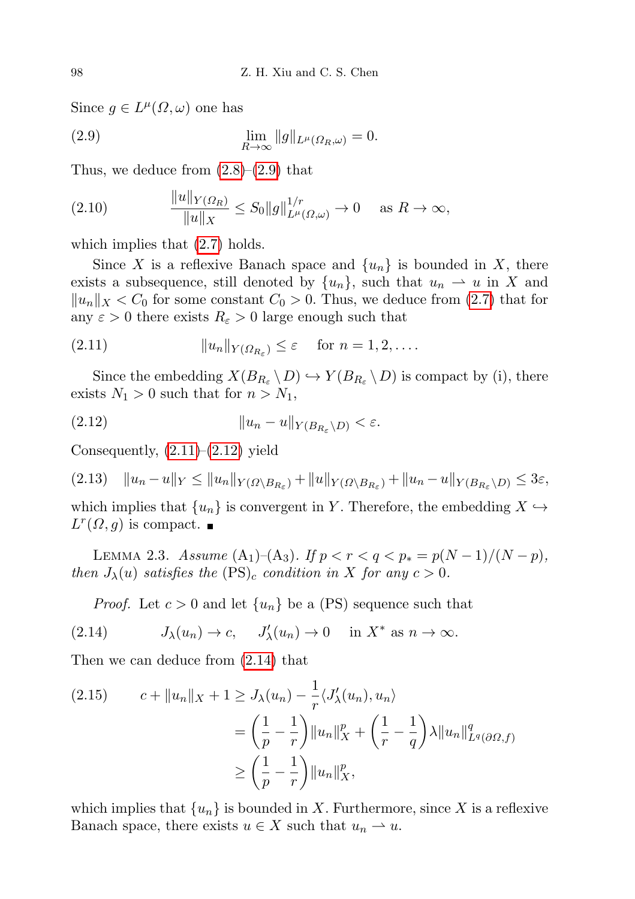Since $g \in L^{\mu}(\Omega, \omega)$ one has

$$\lim_{R\to\infty} \|g\|_{L^{\mu}(\Omega_R,\omega)} = 0. \tag{2.9}$$

Thus, we deduce from (2.8)–(2.9) that

$$\frac{\|u\|_{Y(\Omega_R)}}{\|u\|_X} \le S_0 \|g\|^{1/r}_{L^{\mu}(\Omega,\omega)} \to 0 \quad \text{as } R \to \infty, \tag{2.10}$$

which implies that (2.7) holds.

Since $X$ is a reflexive Banach space and $\{u_n\}$ is bounded in $X$, there exists a subsequence, still denoted by $\{u_n\}$, such that $u_n \rightharpoonup u$ in $X$ and $\|u_n\|_X < C_0$ for some constant $C_0 > 0$. Thus, we deduce from (2.7) that for any $\varepsilon > 0$ there exists $R_\varepsilon > 0$ large enough such that

$$\|u_n\|_{Y(\Omega_{R_\varepsilon})} \le \varepsilon \quad \text{for } n = 1, 2, \ldots. \tag{2.11}$$

Since the embedding $X(B_{R_\varepsilon} \setminus D) \hookrightarrow Y(B_{R_\varepsilon} \setminus D)$ is compact by (i), there exists $N_1 > 0$ such that for $n > N_1$,

$$\|u_n - u\|_{Y(B_{R_\varepsilon} \setminus D)} < \varepsilon. \tag{2.12}$$

Consequently, (2.11)–(2.12) yield

$$\|u_n - u\|_Y \le \|u_n\|_{Y(\Omega \setminus B_{R_\varepsilon})} + \|u\|_{Y(\Omega \setminus B_{R_\varepsilon})} + \|u_n - u\|_{Y(B_{R_\varepsilon} \setminus D)} \le 3\varepsilon, \tag{2.13}$$

which implies that $\{u_n\}$ is convergent in $Y$. Therefore, the embedding $X \hookrightarrow L^r(\Omega, g)$ is compact. ■

LEMMA 2.3. *Assume* ($A_1$)–($A_3$). *If* $p < r < q < p_* = p(N-1)/(N-p)$, *then* $J_\lambda(u)$ *satisfies the* $(\mathrm{PS})_c$ *condition in* $X$ *for any* $c > 0$.

*Proof.* Let $c > 0$ and let $\{u_n\}$ be a (PS) sequence such that

$$J_\lambda(u_n) \to c, \quad J'_\lambda(u_n) \to 0 \quad \text{in } X^* \text{ as } n \to \infty. \tag{2.14}$$

Then we can deduce from (2.14) that

$$\begin{aligned} c + \|u_n\|_X + 1 &\ge J_\lambda(u_n) - \frac{1}{r}\langle J'_\lambda(u_n), u_n\rangle \\ &= \left(\frac{1}{p} - \frac{1}{r}\right)\|u_n\|^p_X + \left(\frac{1}{r} - \frac{1}{q}\right)\lambda \|u_n\|^q_{L^q(\partial\Omega, f)} \\ &\ge \left(\frac{1}{p} - \frac{1}{r}\right)\|u_n\|^p_X, \end{aligned} \tag{2.15}$$

which implies that $\{u_n\}$ is bounded in $X$. Furthermore, since $X$ is a reflexive Banach space, there exists $u \in X$ such that $u_n \rightharpoonup u$.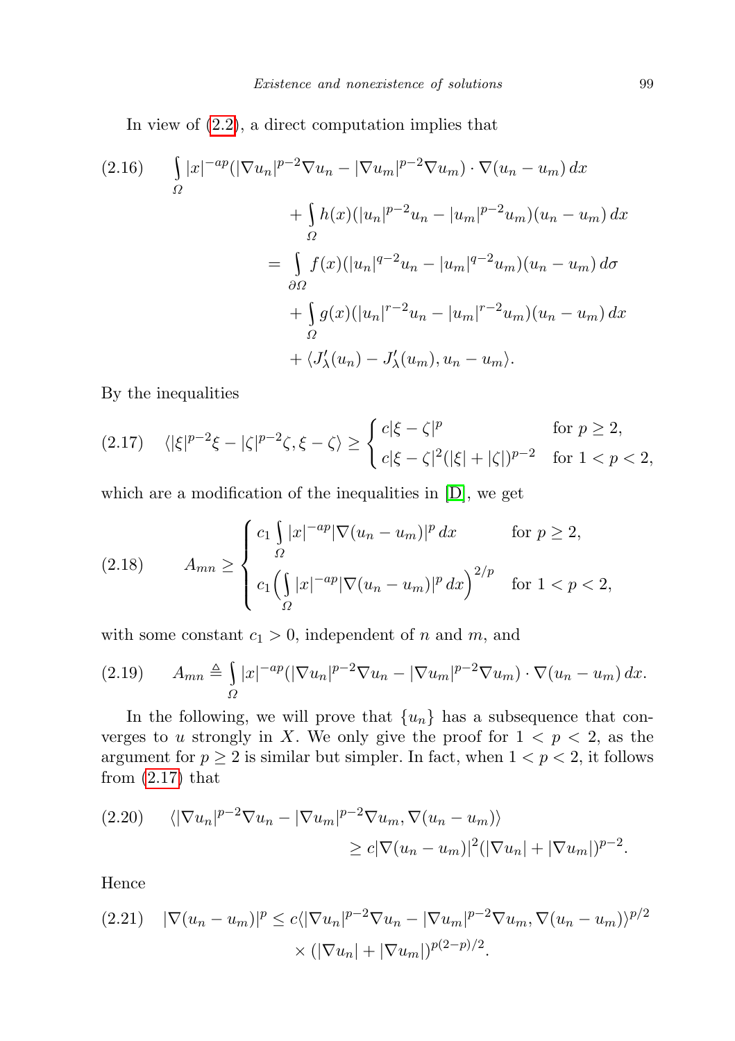In view of (2.2), a direct computation implies that

$$\tag{2.16}
\begin{aligned}
\int_\Omega |x|^{-ap}(|\nabla u_n|^{p-2}\nabla u_n - |\nabla u_m|^{p-2}\nabla u_m)\cdot\nabla(u_n-u_m)\,dx& \\
+\int_\Omega h(x)(|u_n|^{p-2}u_n - |u_m|^{p-2}u_m)(u_n-u_m)\,dx& \\
=\int_{\partial\Omega} f(x)(|u_n|^{q-2}u_n - |u_m|^{q-2}u_m)(u_n-u_m)\,d\sigma& \\
+\int_\Omega g(x)(|u_n|^{r-2}u_n - |u_m|^{r-2}u_m)(u_n-u_m)\,dx& \\
+\langle J'_\lambda(u_n) - J'_\lambda(u_m), u_n-u_m\rangle.&
\end{aligned}$$

By the inequalities

$$\tag{2.17}
\langle |\xi|^{p-2}\xi - |\zeta|^{p-2}\zeta, \xi-\zeta\rangle \ge \begin{cases} c|\xi-\zeta|^p & \text{for } p\ge 2,\\ c|\xi-\zeta|^2(|\xi|+|\zeta|)^{p-2} & \text{for } 1<p<2,\end{cases}$$

which are a modification of the inequalities in [D], we get

$$\tag{2.18}
A_{mn} \ge \begin{cases} c_1\displaystyle\int_\Omega |x|^{-ap}|\nabla(u_n-u_m)|^p\,dx & \text{for } p\ge 2,\\ c_1\Big(\displaystyle\int_\Omega |x|^{-ap}|\nabla(u_n-u_m)|^p\,dx\Big)^{2/p} & \text{for } 1<p<2,\end{cases}$$

with some constant $c_1>0$, independent of $n$ and $m$, and

$$\tag{2.19}
A_{mn} \triangleq \int_\Omega |x|^{-ap}(|\nabla u_n|^{p-2}\nabla u_n - |\nabla u_m|^{p-2}\nabla u_m)\cdot\nabla(u_n-u_m)\,dx.$$

In the following, we will prove that $\{u_n\}$ has a subsequence that converges to $u$ strongly in $X$. We only give the proof for $1<p<2$, as the argument for $p\ge 2$ is similar but simpler. In fact, when $1<p<2$, it follows from (2.17) that

$$\tag{2.20}
\begin{aligned}
\langle |\nabla u_n|^{p-2}\nabla u_n - |\nabla u_m|^{p-2}\nabla u_m, \nabla(u_n-u_m)\rangle& \\
\ge c|\nabla(u_n-u_m)|^2(|\nabla u_n|+|\nabla u_m|)^{p-2}.&
\end{aligned}$$

Hence

$$\tag{2.21}
\begin{aligned}
|\nabla(u_n-u_m)|^p \le c\langle |\nabla u_n|^{p-2}\nabla u_n - |\nabla u_m|^{p-2}\nabla u_m, \nabla(u_n-u_m)\rangle^{p/2}& \\
\times(|\nabla u_n|+|\nabla u_m|)^{p(2-p)/2}.&
\end{aligned}$$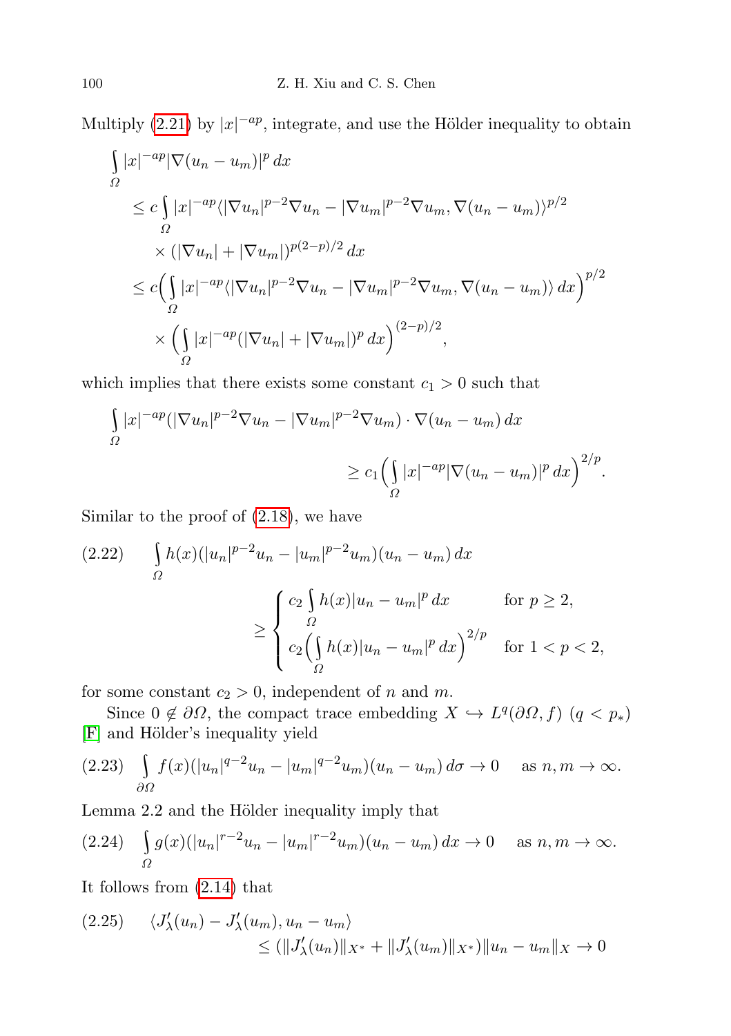Multiply (2.21) by $|x|^{-ap}$, integrate, and use the Hölder inequality to obtain

$$
\begin{aligned}
\int_\Omega |x|^{-ap}|\nabla(u_n-u_m)|^p\,dx
&\le c\int_\Omega |x|^{-ap}\langle|\nabla u_n|^{p-2}\nabla u_n-|\nabla u_m|^{p-2}\nabla u_m,\nabla(u_n-u_m)\rangle^{p/2}\\
&\quad\times(|\nabla u_n|+|\nabla u_m|)^{p(2-p)/2}\,dx\\
&\le c\Big(\int_\Omega |x|^{-ap}\langle|\nabla u_n|^{p-2}\nabla u_n-|\nabla u_m|^{p-2}\nabla u_m,\nabla(u_n-u_m)\rangle\,dx\Big)^{p/2}\\
&\quad\times\Big(\int_\Omega |x|^{-ap}(|\nabla u_n|+|\nabla u_m|)^p\,dx\Big)^{(2-p)/2},
\end{aligned}
$$

which implies that there exists some constant $c_1>0$ such that

$$
\int_\Omega |x|^{-ap}(|\nabla u_n|^{p-2}\nabla u_n-|\nabla u_m|^{p-2}\nabla u_m)\cdot\nabla(u_n-u_m)\,dx
\ge c_1\Big(\int_\Omega |x|^{-ap}|\nabla(u_n-u_m)|^p\,dx\Big)^{2/p}.
$$

Similar to the proof of (2.18), we have

$$
\int_\Omega h(x)(|u_n|^{p-2}u_n-|u_m|^{p-2}u_m)(u_n-u_m)\,dx
\ge\begin{cases} c_2\displaystyle\int_\Omega h(x)|u_n-u_m|^p\,dx & \text{for } p\ge 2,\\[2ex] c_2\Big(\displaystyle\int_\Omega h(x)|u_n-u_m|^p\,dx\Big)^{2/p} & \text{for } 1<p<2,\end{cases}\tag{2.22}
$$

for some constant $c_2>0$, independent of $n$ and $m$.

Since $0\notin\partial\Omega$, the compact trace embedding $X\hookrightarrow L^q(\partial\Omega,f)$ $(q<p_*)$ [F] and Hölder's inequality yield

$$
\int_{\partial\Omega} f(x)(|u_n|^{q-2}u_n-|u_m|^{q-2}u_m)(u_n-u_m)\,d\sigma\to 0\quad\text{ as } n,m\to\infty.\tag{2.23}
$$

Lemma 2.2 and the Hölder inequality imply that

$$
\int_\Omega g(x)(|u_n|^{r-2}u_n-|u_m|^{r-2}u_m)(u_n-u_m)\,dx\to 0\quad\text{ as } n,m\to\infty.\tag{2.24}
$$

It follows from (2.14) that

$$
\begin{aligned}
&\langle J_\lambda'(u_n)-J_\lambda'(u_m),u_n-u_m\rangle\\
&\qquad\le(\|J_\lambda'(u_n)\|_{X^*}+\|J_\lambda'(u_m)\|_{X^*})\|u_n-u_m\|_X\to 0
\end{aligned}\tag{2.25}
$$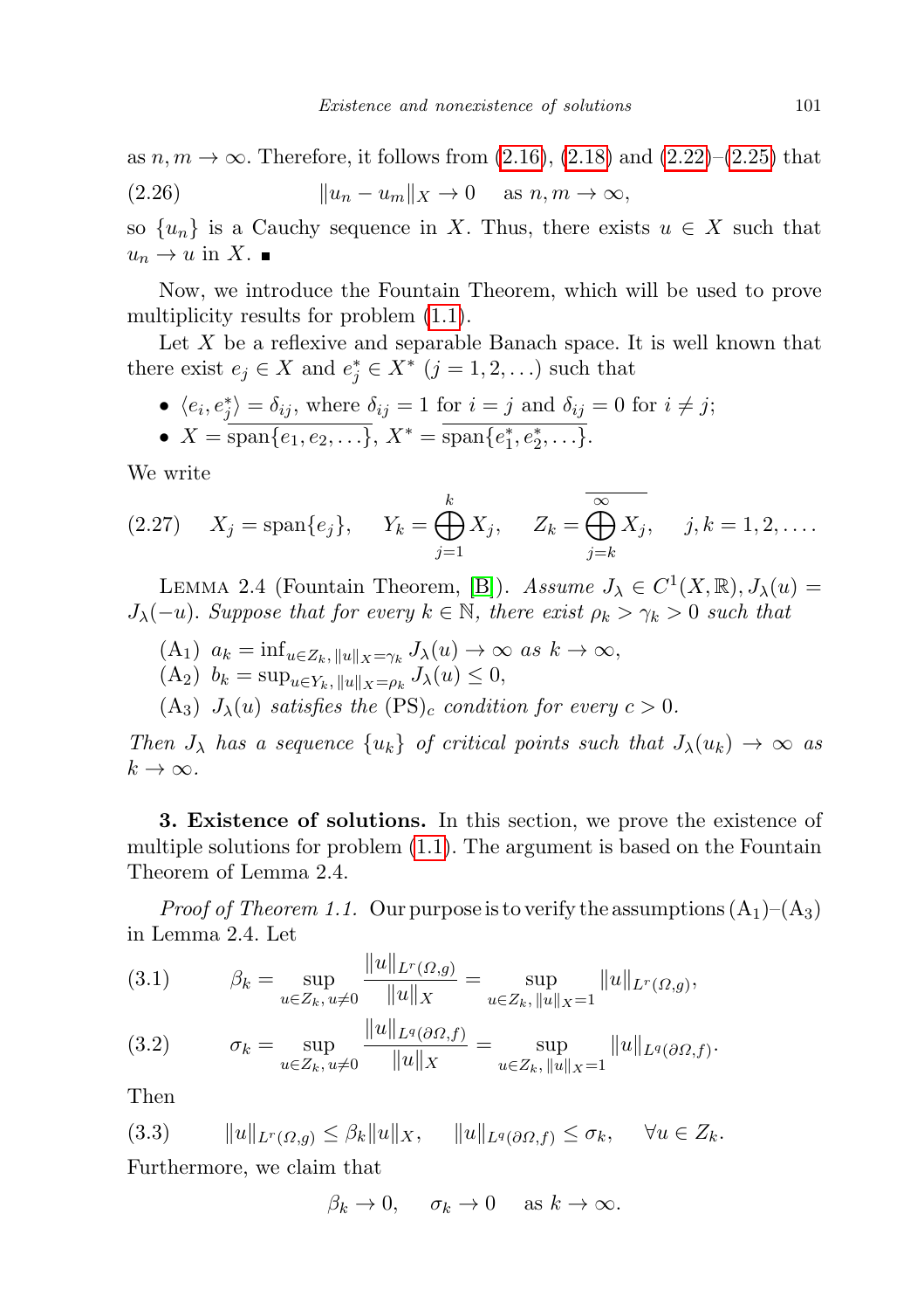as $n, m \to \infty$. Therefore, it follows from (2.16), (2.18) and (2.22)–(2.25) that

$$\|u_n - u_m\|_X \to 0 \quad \text{as } n, m \to \infty, \tag{2.26}$$

so $\{u_n\}$ is a Cauchy sequence in $X$. Thus, there exists $u \in X$ such that $u_n \to u$ in $X$. ∎

Now, we introduce the Fountain Theorem, which will be used to prove multiplicity results for problem (1.1).

Let $X$ be a reflexive and separable Banach space. It is well known that there exist $e_j \in X$ and $e_j^* \in X^*$ $(j = 1, 2, \ldots)$ such that

- $\langle e_i, e_j^* \rangle = \delta_{ij}$, where $\delta_{ij} = 1$ for $i = j$ and $\delta_{ij} = 0$ for $i \neq j$;
- $X = \overline{\text{span}\{e_1, e_2, \ldots\}}$, $X^* = \overline{\text{span}\{e_1^*, e_2^*, \ldots\}}$.

We write

$$X_j = \text{span}\{e_j\}, \quad Y_k = \bigoplus_{j=1}^{k} X_j, \quad Z_k = \overline{\bigoplus_{j=k}^{\infty} X_j}, \quad j, k = 1, 2, \ldots. \tag{2.27}$$

Lemma 2.4 (Fountain Theorem, [B]). *Assume $J_\lambda \in C^1(X, \mathbb{R})$, $J_\lambda(u) = J_\lambda(-u)$. Suppose that for every $k \in \mathbb{N}$, there exist $\rho_k > \gamma_k > 0$ such that*

- $(\mathrm{A}_1)$ $a_k = \inf_{u \in Z_k, \|u\|_X = \gamma_k} J_\lambda(u) \to \infty$ *as* $k \to \infty$,
- $(\mathrm{A}_2)$ $b_k = \sup_{u \in Y_k, \|u\|_X = \rho_k} J_\lambda(u) \leq 0$,
- $(\mathrm{A}_3)$ $J_\lambda(u)$ *satisfies the* $(\mathrm{PS})_c$ *condition for every* $c > 0$.

*Then $J_\lambda$ has a sequence $\{u_k\}$ of critical points such that $J_\lambda(u_k) \to \infty$ as $k \to \infty$.*

**3. Existence of solutions.** In this section, we prove the existence of multiple solutions for problem (1.1). The argument is based on the Fountain Theorem of Lemma 2.4.

*Proof of Theorem 1.1.* Our purpose is to verify the assumptions $(\mathrm{A}_1)$–$(\mathrm{A}_3)$ in Lemma 2.4. Let

$$\beta_k = \sup_{u \in Z_k, u \neq 0} \frac{\|u\|_{L^r(\Omega, g)}}{\|u\|_X} = \sup_{u \in Z_k, \|u\|_X = 1} \|u\|_{L^r(\Omega, g)}, \tag{3.1}$$

$$\sigma_k = \sup_{u \in Z_k, u \neq 0} \frac{\|u\|_{L^q(\partial\Omega, f)}}{\|u\|_X} = \sup_{u \in Z_k, \|u\|_X = 1} \|u\|_{L^q(\partial\Omega, f)}. \tag{3.2}$$

Then

$$\|u\|_{L^r(\Omega, g)} \leq \beta_k \|u\|_X, \quad \|u\|_{L^q(\partial\Omega, f)} \leq \sigma_k, \quad \forall u \in Z_k. \tag{3.3}$$

Furthermore, we claim that

$$\beta_k \to 0, \quad \sigma_k \to 0 \quad \text{as } k \to \infty.$$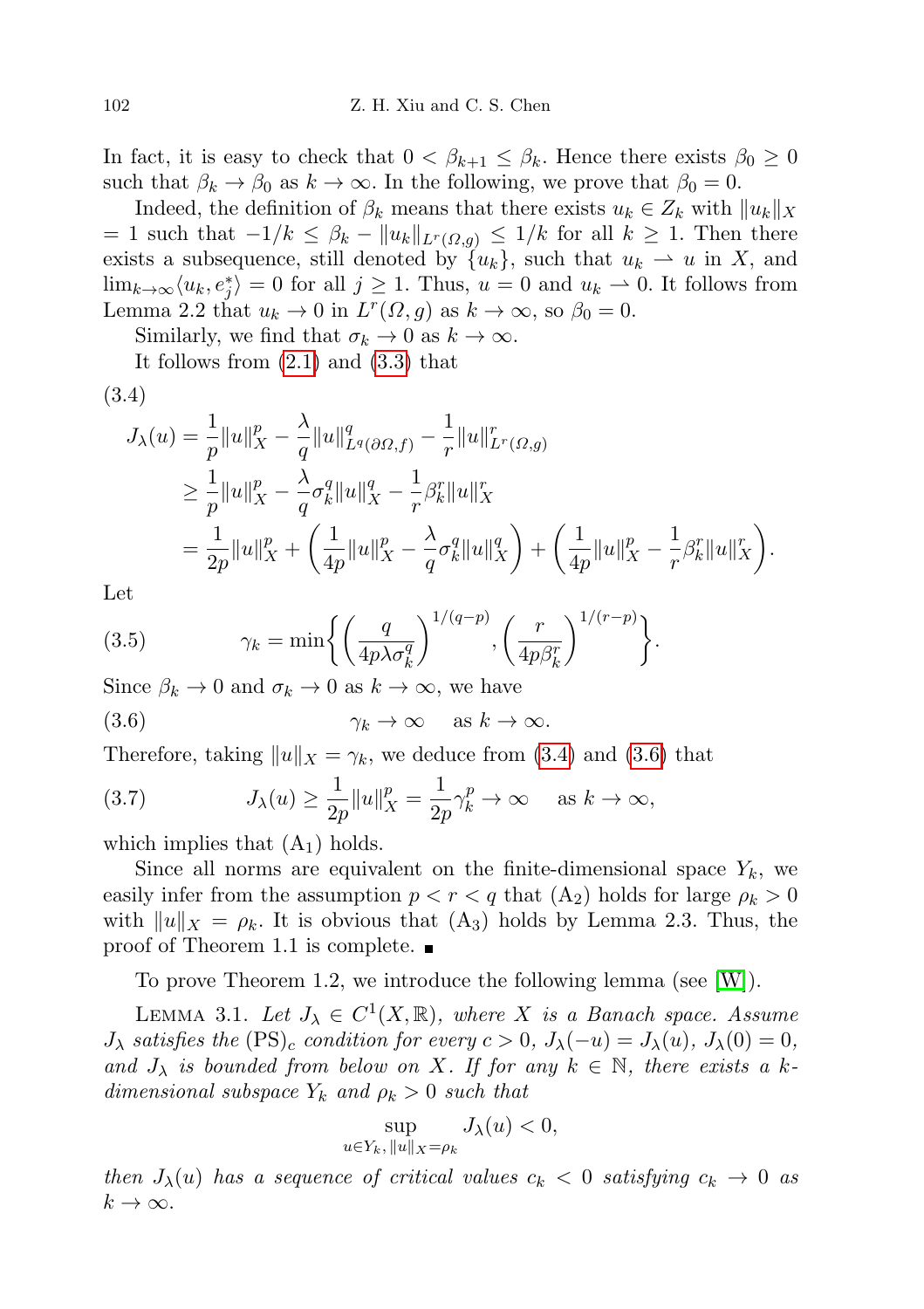In fact, it is easy to check that $0 < \beta_{k+1} \le \beta_k$. Hence there exists $\beta_0 \ge 0$ such that $\beta_k \to \beta_0$ as $k \to \infty$. In the following, we prove that $\beta_0 = 0$.

Indeed, the definition of $\beta_k$ means that there exists $u_k \in Z_k$ with $\|u_k\|_X = 1$ such that $-1/k \le \beta_k - \|u_k\|_{L^r(\Omega,g)} \le 1/k$ for all $k \ge 1$. Then there exists a subsequence, still denoted by $\{u_k\}$, such that $u_k \rightharpoonup u$ in $X$, and $\lim_{k\to\infty}\langle u_k, e_j^*\rangle = 0$ for all $j \ge 1$. Thus, $u = 0$ and $u_k \rightharpoonup 0$. It follows from Lemma 2.2 that $u_k \to 0$ in $L^r(\Omega, g)$ as $k \to \infty$, so $\beta_0 = 0$.

Similarly, we find that $\sigma_k \to 0$ as $k \to \infty$.

It follows from (2.1) and (3.3) that

(3.4)
$$
\begin{aligned}
J_\lambda(u) &= \frac{1}{p}\|u\|_X^p - \frac{\lambda}{q}\|u\|_{L^q(\partial\Omega,f)}^q - \frac{1}{r}\|u\|_{L^r(\Omega,g)}^r \\
&\ge \frac{1}{p}\|u\|_X^p - \frac{\lambda}{q}\sigma_k^q\|u\|_X^q - \frac{1}{r}\beta_k^r\|u\|_X^r \\
&= \frac{1}{2p}\|u\|_X^p + \left(\frac{1}{4p}\|u\|_X^p - \frac{\lambda}{q}\sigma_k^q\|u\|_X^q\right) + \left(\frac{1}{4p}\|u\|_X^p - \frac{1}{r}\beta_k^r\|u\|_X^r\right).
\end{aligned}
$$

Let

$$
\gamma_k = \min\left\{\left(\frac{q}{4p\lambda\sigma_k^q}\right)^{1/(q-p)}, \left(\frac{r}{4p\beta_k^r}\right)^{1/(r-p)}\right\}. \tag{3.5}
$$

Since $\beta_k \to 0$ and $\sigma_k \to 0$ as $k \to \infty$, we have

$$
\gamma_k \to \infty \quad \text{as } k \to \infty. \tag{3.6}
$$

Therefore, taking $\|u\|_X = \gamma_k$, we deduce from (3.4) and (3.6) that

$$
J_\lambda(u) \ge \frac{1}{2p}\|u\|_X^p = \frac{1}{2p}\gamma_k^p \to \infty \quad \text{as } k \to \infty, \tag{3.7}
$$

which implies that $(A_1)$ holds.

Since all norms are equivalent on the finite-dimensional space $Y_k$, we easily infer from the assumption $p < r < q$ that $(A_2)$ holds for large $\rho_k > 0$ with $\|u\|_X = \rho_k$. It is obvious that $(A_3)$ holds by Lemma 2.3. Thus, the proof of Theorem 1.1 is complete. ∎

To prove Theorem 1.2, we introduce the following lemma (see [W]).

LEMMA 3.1. *Let $J_\lambda \in C^1(X, \mathbb{R})$, where $X$ is a Banach space. Assume $J_\lambda$ satisfies the $(\mathrm{PS})_c$ condition for every $c > 0$, $J_\lambda(-u) = J_\lambda(u)$, $J_\lambda(0) = 0$, and $J_\lambda$ is bounded from below on $X$. If for any $k \in \mathbb{N}$, there exists a $k$-dimensional subspace $Y_k$ and $\rho_k > 0$ such that*

$$
\sup_{u\in Y_k,\, \|u\|_X=\rho_k} J_\lambda(u) < 0,
$$

*then $J_\lambda(u)$ has a sequence of critical values $c_k < 0$ satisfying $c_k \to 0$ as $k \to \infty$.*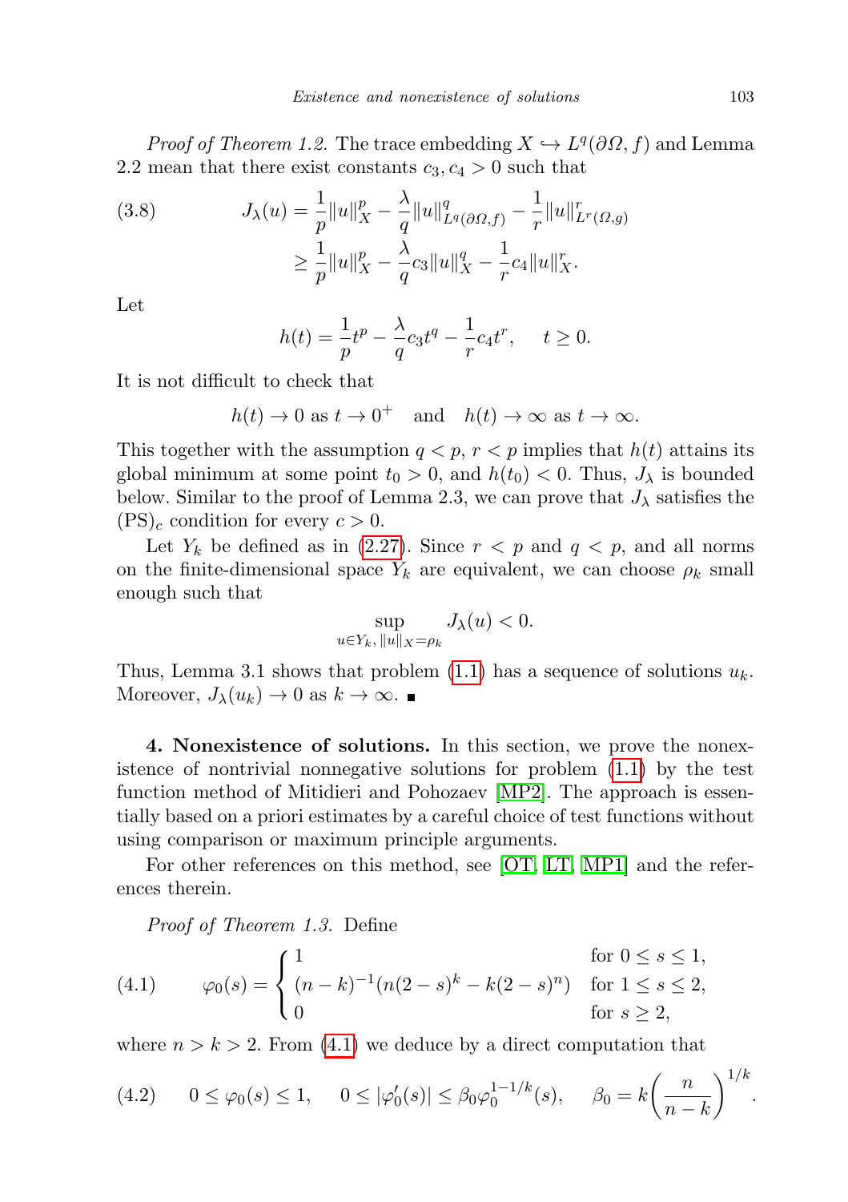*Proof of Theorem 1.2.* The trace embedding $X \hookrightarrow L^q(\partial\Omega, f)$ and Lemma 2.2 mean that there exist constants $c_3, c_4 > 0$ such that

$$
\begin{aligned}
J_\lambda(u) &= \frac{1}{p}\|u\|_X^p - \frac{\lambda}{q}\|u\|^q_{L^q(\partial\Omega,f)} - \frac{1}{r}\|u\|^r_{L^r(\Omega,g)} \\
&\geq \frac{1}{p}\|u\|_X^p - \frac{\lambda}{q}c_3\|u\|_X^q - \frac{1}{r}c_4\|u\|_X^r.
\end{aligned} \tag{3.8}
$$

Let

$$
h(t) = \frac{1}{p}t^p - \frac{\lambda}{q}c_3 t^q - \frac{1}{r}c_4 t^r, \qquad t \geq 0.
$$

It is not difficult to check that

$$
h(t) \to 0 \text{ as } t \to 0^+ \quad \text{and} \quad h(t) \to \infty \text{ as } t \to \infty.
$$

This together with the assumption $q < p$, $r < p$ implies that $h(t)$ attains its global minimum at some point $t_0 > 0$, and $h(t_0) < 0$. Thus, $J_\lambda$ is bounded below. Similar to the proof of Lemma 2.3, we can prove that $J_\lambda$ satisfies the $(\mathrm{PS})_c$ condition for every $c > 0$.

Let $Y_k$ be defined as in (2.27). Since $r < p$ and $q < p$, and all norms on the finite-dimensional space $Y_k$ are equivalent, we can choose $\rho_k$ small enough such that

$$
\sup_{u \in Y_k,\, \|u\|_X = \rho_k} J_\lambda(u) < 0.
$$

Thus, Lemma 3.1 shows that problem (1.1) has a sequence of solutions $u_k$. Moreover, $J_\lambda(u_k) \to 0$ as $k \to \infty$. ∎

**4. Nonexistence of solutions.** In this section, we prove the nonexistence of nontrivial nonnegative solutions for problem (1.1) by the test function method of Mitidieri and Pohozaev [MP2]. The approach is essentially based on a priori estimates by a careful choice of test functions without using comparison or maximum principle arguments.

For other references on this method, see [OT, LT, MP1] and the references therein.

*Proof of Theorem 1.3.* Define

$$
\varphi_0(s) = \begin{cases} 1 & \text{for } 0 \leq s \leq 1, \\ (n-k)^{-1}(n(2-s)^k - k(2-s)^n) & \text{for } 1 \leq s \leq 2, \\ 0 & \text{for } s \geq 2, \end{cases} \tag{4.1}
$$

where $n > k > 2$. From (4.1) we deduce by a direct computation that

$$
0 \leq \varphi_0(s) \leq 1, \qquad 0 \leq |\varphi_0'(s)| \leq \beta_0 \varphi_0^{1-1/k}(s), \qquad \beta_0 = k\left(\frac{n}{n-k}\right)^{1/k}. \tag{4.2}
$$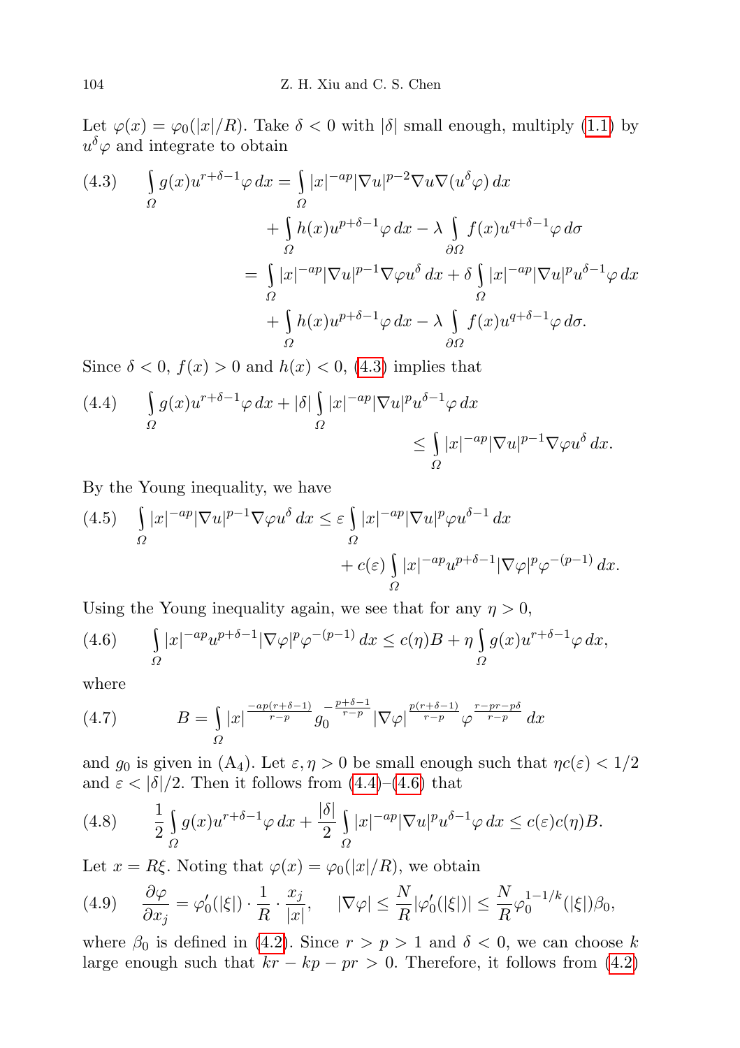Let $\varphi(x) = \varphi_0(|x|/R)$. Take $\delta < 0$ with $|\delta|$ small enough, multiply (1.1) by $u^\delta \varphi$ and integrate to obtain

$$
\begin{aligned}
(4.3)\qquad \int_\Omega g(x) u^{r+\delta-1}\varphi\,dx &= \int_\Omega |x|^{-ap}|\nabla u|^{p-2}\nabla u \nabla(u^\delta \varphi)\,dx \\
&\quad + \int_\Omega h(x) u^{p+\delta-1}\varphi\,dx - \lambda \int_{\partial\Omega} f(x) u^{q+\delta-1}\varphi\,d\sigma \\
&= \int_\Omega |x|^{-ap}|\nabla u|^{p-1}\nabla\varphi u^\delta\,dx + \delta \int_\Omega |x|^{-ap}|\nabla u|^p u^{\delta-1}\varphi\,dx \\
&\quad + \int_\Omega h(x) u^{p+\delta-1}\varphi\,dx - \lambda \int_{\partial\Omega} f(x) u^{q+\delta-1}\varphi\,d\sigma.
\end{aligned}
$$

Since $\delta < 0$, $f(x) > 0$ and $h(x) < 0$, (4.3) implies that

$$
(4.4)\qquad \int_\Omega g(x) u^{r+\delta-1}\varphi\,dx + |\delta| \int_\Omega |x|^{-ap}|\nabla u|^p u^{\delta-1}\varphi\,dx \le \int_\Omega |x|^{-ap}|\nabla u|^{p-1}\nabla\varphi u^\delta\,dx.
$$

By the Young inequality, we have

$$
(4.5)\qquad \int_\Omega |x|^{-ap}|\nabla u|^{p-1}\nabla\varphi u^\delta\,dx \le \varepsilon \int_\Omega |x|^{-ap}|\nabla u|^p \varphi u^{\delta-1}\,dx + c(\varepsilon) \int_\Omega |x|^{-ap} u^{p+\delta-1}|\nabla\varphi|^p \varphi^{-(p-1)}\,dx.
$$

Using the Young inequality again, we see that for any $\eta > 0$,

$$
(4.6)\qquad \int_\Omega |x|^{-ap} u^{p+\delta-1}|\nabla\varphi|^p \varphi^{-(p-1)}\,dx \le c(\eta) B + \eta \int_\Omega g(x) u^{r+\delta-1}\varphi\,dx,
$$

where

$$
(4.7)\qquad B = \int_\Omega |x|^{\frac{-ap(r+\delta-1)}{r-p}} g_0^{-\frac{p+\delta-1}{r-p}} |\nabla\varphi|^{\frac{p(r+\delta-1)}{r-p}} \varphi^{\frac{r-pr-p\delta}{r-p}}\,dx
$$

and $g_0$ is given in (A$_4$). Let $\varepsilon, \eta > 0$ be small enough such that $\eta c(\varepsilon) < 1/2$ and $\varepsilon < |\delta|/2$. Then it follows from (4.4)–(4.6) that

$$
(4.8)\qquad \frac{1}{2}\int_\Omega g(x) u^{r+\delta-1}\varphi\,dx + \frac{|\delta|}{2}\int_\Omega |x|^{-ap}|\nabla u|^p u^{\delta-1}\varphi\,dx \le c(\varepsilon)c(\eta)B.
$$

Let $x = R\xi$. Noting that $\varphi(x) = \varphi_0(|x|/R)$, we obtain

$$
(4.9)\qquad \frac{\partial\varphi}{\partial x_j} = \varphi_0'(|\xi|)\cdot\frac{1}{R}\cdot\frac{x_j}{|x|}, \qquad |\nabla\varphi| \le \frac{N}{R}|\varphi_0'(|\xi|)| \le \frac{N}{R}\varphi_0^{1-1/k}(|\xi|)\beta_0,
$$

where $\beta_0$ is defined in (4.2). Since $r > p > 1$ and $\delta < 0$, we can choose $k$ large enough such that $kr - kp - pr > 0$. Therefore, it follows from (4.2)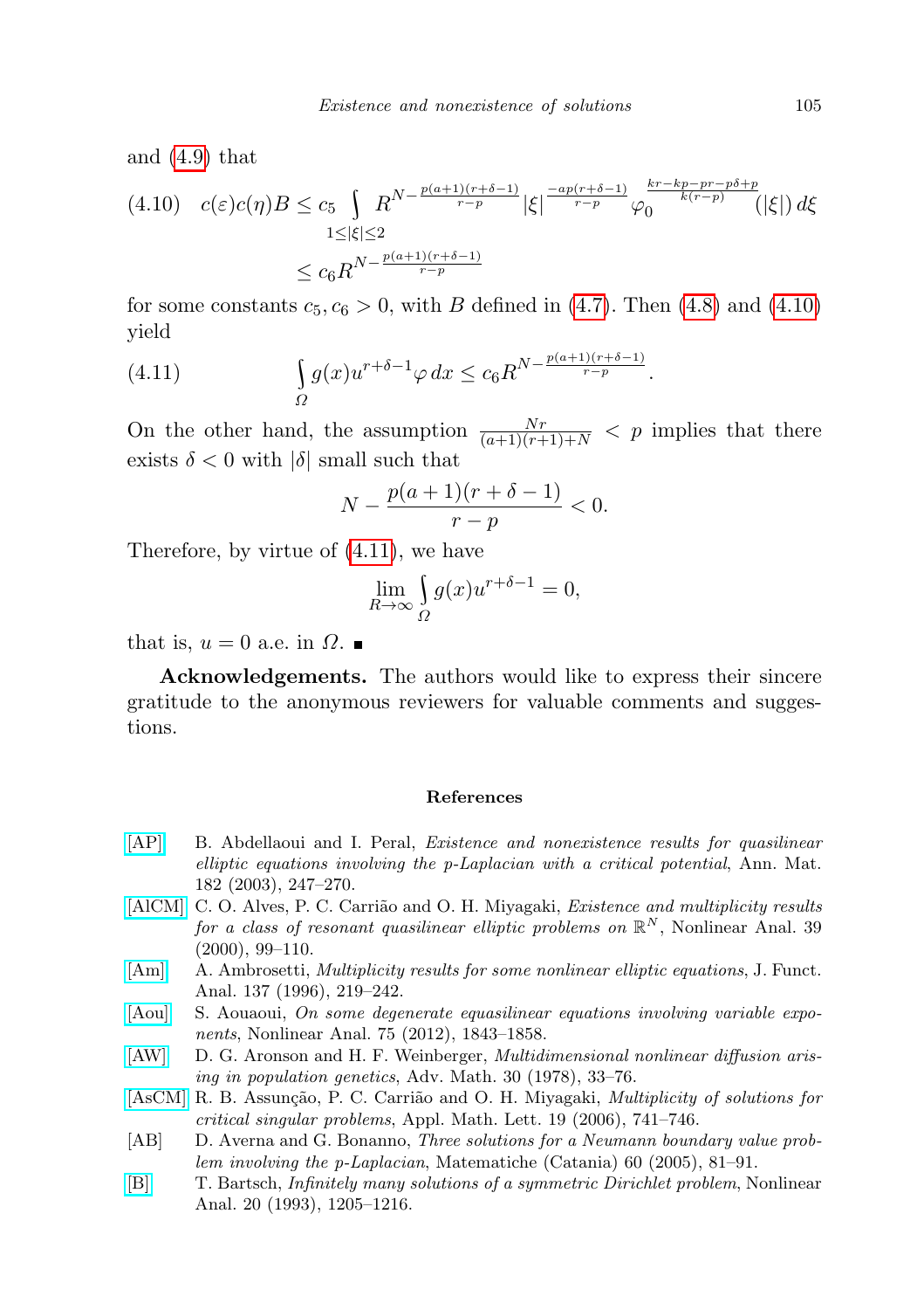and (4.9) that

$$
\text{(4.10)} \quad c(\varepsilon)c(\eta)B \le c_5 \int_{1\le|\xi|\le 2} R^{N-\frac{p(a+1)(r+\delta-1)}{r-p}} |\xi|^{\frac{-ap(r+\delta-1)}{r-p}} \varphi_0^{\frac{kr-kp-pr-p\delta+p}{k(r-p)}}(|\xi|)\, d\xi \le c_6 R^{N-\frac{p(a+1)(r+\delta-1)}{r-p}}
$$

for some constants $c_5, c_6 > 0$, with $B$ defined in (4.7). Then (4.8) and (4.10) yield

$$
\text{(4.11)} \qquad \int_{\Omega} g(x)u^{r+\delta-1}\varphi\, dx \le c_6 R^{N-\frac{p(a+1)(r+\delta-1)}{r-p}}.
$$

On the other hand, the assumption $\frac{Nr}{(a+1)(r+1)+N} < p$ implies that there exists $\delta < 0$ with $|\delta|$ small such that

$$
N - \frac{p(a+1)(r+\delta-1)}{r-p} < 0.
$$

Therefore, by virtue of (4.11), we have

$$
\lim_{R\to\infty} \int_{\Omega} g(x)u^{r+\delta-1} = 0,
$$

that is, $u = 0$ a.e. in $\Omega$. ∎

**Acknowledgements.** The authors would like to express their sincere gratitude to the anonymous reviewers for valuable comments and suggestions.

### References

[AP] B. Abdellaoui and I. Peral, *Existence and nonexistence results for quasilinear elliptic equations involving the p-Laplacian with a critical potential*, Ann. Mat. 182 (2003), 247–270.

[AlCM] C. O. Alves, P. C. Carrião and O. H. Miyagaki, *Existence and multiplicity results for a class of resonant quasilinear elliptic problems on* $\mathbb{R}^N$, Nonlinear Anal. 39 (2000), 99–110.

[Am] A. Ambrosetti, *Multiplicity results for some nonlinear elliptic equations*, J. Funct. Anal. 137 (1996), 219–242.

[Aou] S. Aouaoui, *On some degenerate equasilinear equations involving variable exponents*, Nonlinear Anal. 75 (2012), 1843–1858.

[AW] D. G. Aronson and H. F. Weinberger, *Multidimensional nonlinear diffusion arising in population genetics*, Adv. Math. 30 (1978), 33–76.

[AsCM] R. B. Assunção, P. C. Carrião and O. H. Miyagaki, *Multiplicity of solutions for critical singular problems*, Appl. Math. Lett. 19 (2006), 741–746.

[AB] D. Averna and G. Bonanno, *Three solutions for a Neumann boundary value problem involving the p-Laplacian*, Matematiche (Catania) 60 (2005), 81–91.

[B] T. Bartsch, *Infinitely many solutions of a symmetric Dirichlet problem*, Nonlinear Anal. 20 (1993), 1205–1216.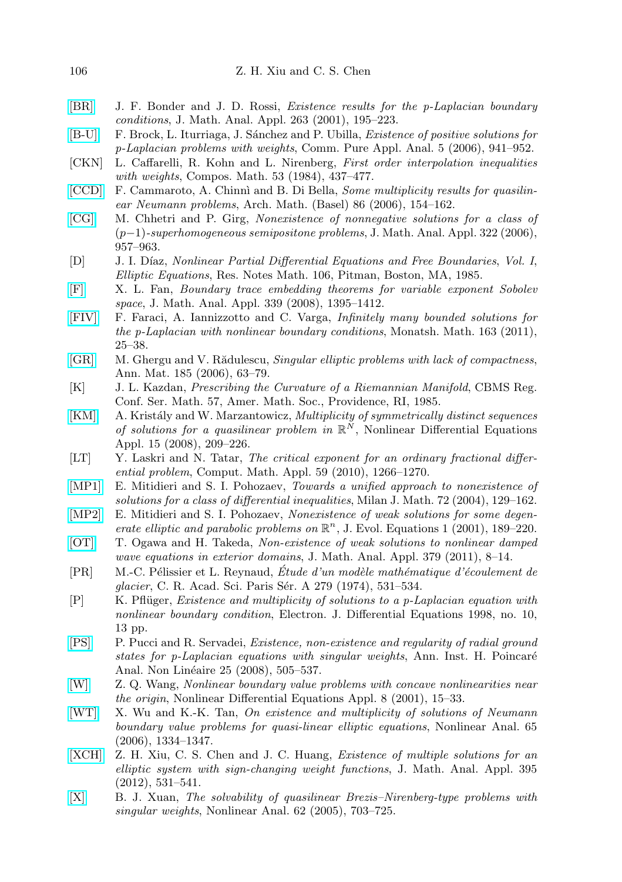[BR] J. F. Bonder and J. D. Rossi, *Existence results for the p-Laplacian boundary conditions*, J. Math. Anal. Appl. 263 (2001), 195–223.

[B-U] F. Brock, L. Iturriaga, J. Sánchez and P. Ubilla, *Existence of positive solutions for p-Laplacian problems with weights*, Comm. Pure Appl. Anal. 5 (2006), 941–952.

[CKN] L. Caffarelli, R. Kohn and L. Nirenberg, *First order interpolation inequalities with weights*, Compos. Math. 53 (1984), 437–477.

[CCD] F. Cammaroto, A. Chinnì and B. Di Bella, *Some multiplicity results for quasilinear Neumann problems*, Arch. Math. (Basel) 86 (2006), 154–162.

[CG] M. Chhetri and P. Girg, *Nonexistence of nonnegative solutions for a class of $(p-1)$-superhomogeneous semipositone problems*, J. Math. Anal. Appl. 322 (2006), 957–963.

[D] J. I. Díaz, *Nonlinear Partial Differential Equations and Free Boundaries, Vol. I, Elliptic Equations*, Res. Notes Math. 106, Pitman, Boston, MA, 1985.

[F] X. L. Fan, *Boundary trace embedding theorems for variable exponent Sobolev space*, J. Math. Anal. Appl. 339 (2008), 1395–1412.

[FIV] F. Faraci, A. Iannizzotto and C. Varga, *Infinitely many bounded solutions for the p-Laplacian with nonlinear boundary conditions*, Monatsh. Math. 163 (2011), 25–38.

[GR] M. Ghergu and V. Rădulescu, *Singular elliptic problems with lack of compactness*, Ann. Mat. 185 (2006), 63–79.

[K] J. L. Kazdan, *Prescribing the Curvature of a Riemannian Manifold*, CBMS Reg. Conf. Ser. Math. 57, Amer. Math. Soc., Providence, RI, 1985.

[KM] A. Kristály and W. Marzantowicz, *Multiplicity of symmetrically distinct sequences of solutions for a quasilinear problem in $\mathbb{R}^N$*, Nonlinear Differential Equations Appl. 15 (2008), 209–226.

[LT] Y. Laskri and N. Tatar, *The critical exponent for an ordinary fractional differential problem*, Comput. Math. Appl. 59 (2010), 1266–1270.

[MP1] E. Mitidieri and S. I. Pohozaev, *Towards a unified approach to nonexistence of solutions for a class of differential inequalities*, Milan J. Math. 72 (2004), 129–162.

[MP2] E. Mitidieri and S. I. Pohozaev, *Nonexistence of weak solutions for some degenerate elliptic and parabolic problems on $\mathbb{R}^n$*, J. Evol. Equations 1 (2001), 189–220.

[OT] T. Ogawa and H. Takeda, *Non-existence of weak solutions to nonlinear damped wave equations in exterior domains*, J. Math. Anal. Appl. 379 (2011), 8–14.

[PR] M.-C. Pélissier et L. Reynaud, *Étude d'un modèle mathématique d'écoulement de glacier*, C. R. Acad. Sci. Paris Sér. A 279 (1974), 531–534.

[P] K. Pflüger, *Existence and multiplicity of solutions to a p-Laplacian equation with nonlinear boundary condition*, Electron. J. Differential Equations 1998, no. 10, 13 pp.

[PS] P. Pucci and R. Servadei, *Existence, non-existence and regularity of radial ground states for p-Laplacian equations with singular weights*, Ann. Inst. H. Poincaré Anal. Non Linéaire 25 (2008), 505–537.

[W] Z. Q. Wang, *Nonlinear boundary value problems with concave nonlinearities near the origin*, Nonlinear Differential Equations Appl. 8 (2001), 15–33.

[WT] X. Wu and K.-K. Tan, *On existence and multiplicity of solutions of Neumann boundary value problems for quasi-linear elliptic equations*, Nonlinear Anal. 65 (2006), 1334–1347.

[XCH] Z. H. Xiu, C. S. Chen and J. C. Huang, *Existence of multiple solutions for an elliptic system with sign-changing weight functions*, J. Math. Anal. Appl. 395 (2012), 531–541.

[X] B. J. Xuan, *The solvability of quasilinear Brezis–Nirenberg-type problems with singular weights*, Nonlinear Anal. 62 (2005), 703–725.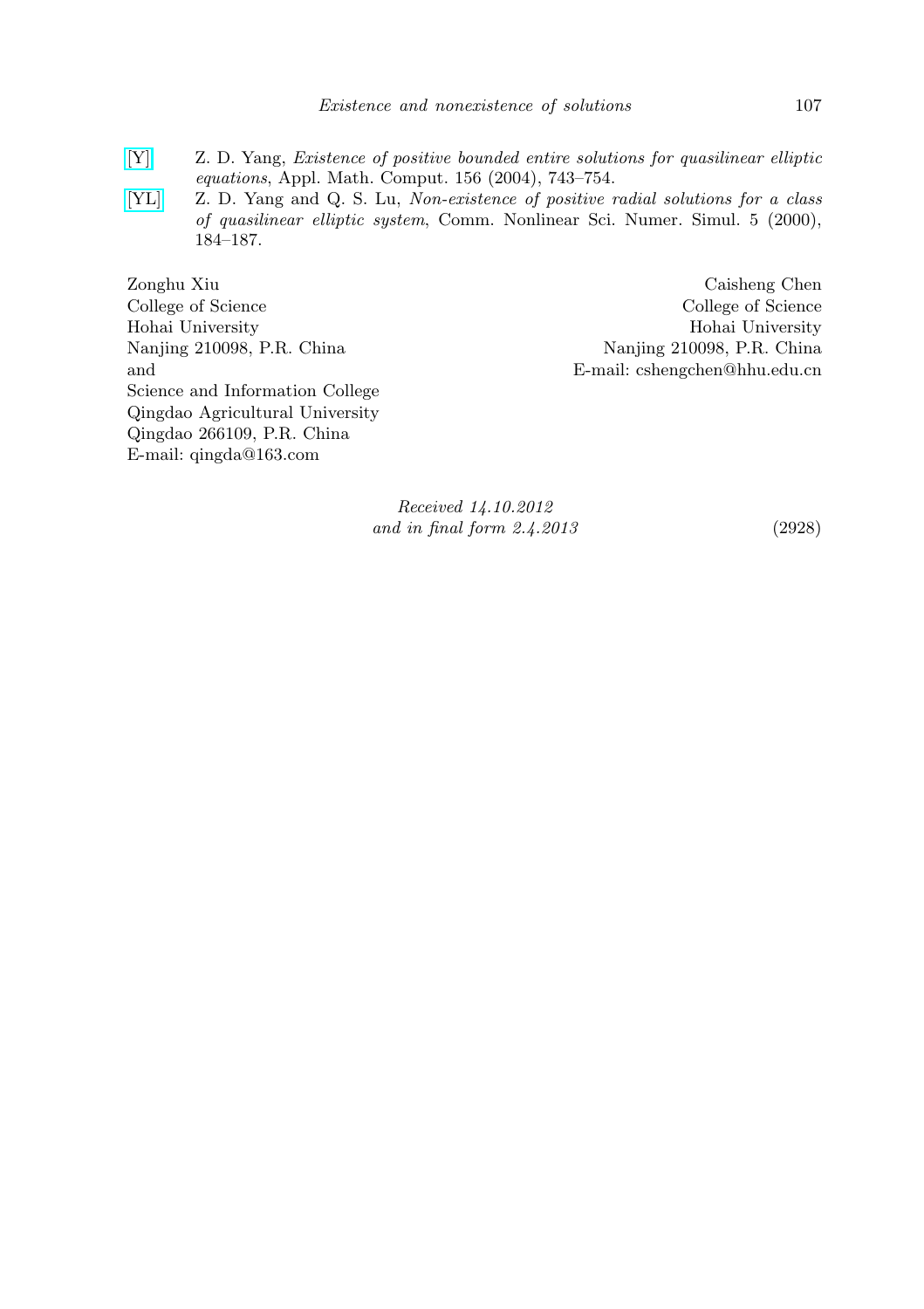[Y] Z. D. Yang, *Existence of positive bounded entire solutions for quasilinear elliptic equations*, Appl. Math. Comput. 156 (2004), 743–754.

[YL] Z. D. Yang and Q. S. Lu, *Non-existence of positive radial solutions for a class of quasilinear elliptic system*, Comm. Nonlinear Sci. Numer. Simul. 5 (2000), 184–187.

Zonghu Xiu
College of Science
Hohai University
Nanjing 210098, P.R. China
and
Science and Information College
Qingdao Agricultural University
Qingdao 266109, P.R. China
E-mail: qingda@163.com

Caisheng Chen
College of Science
Hohai University
Nanjing 210098, P.R. China
E-mail: cshengchen@hhu.edu.cn

*Received 14.10.2012*
*and in final form 2.4.2013* (2928)